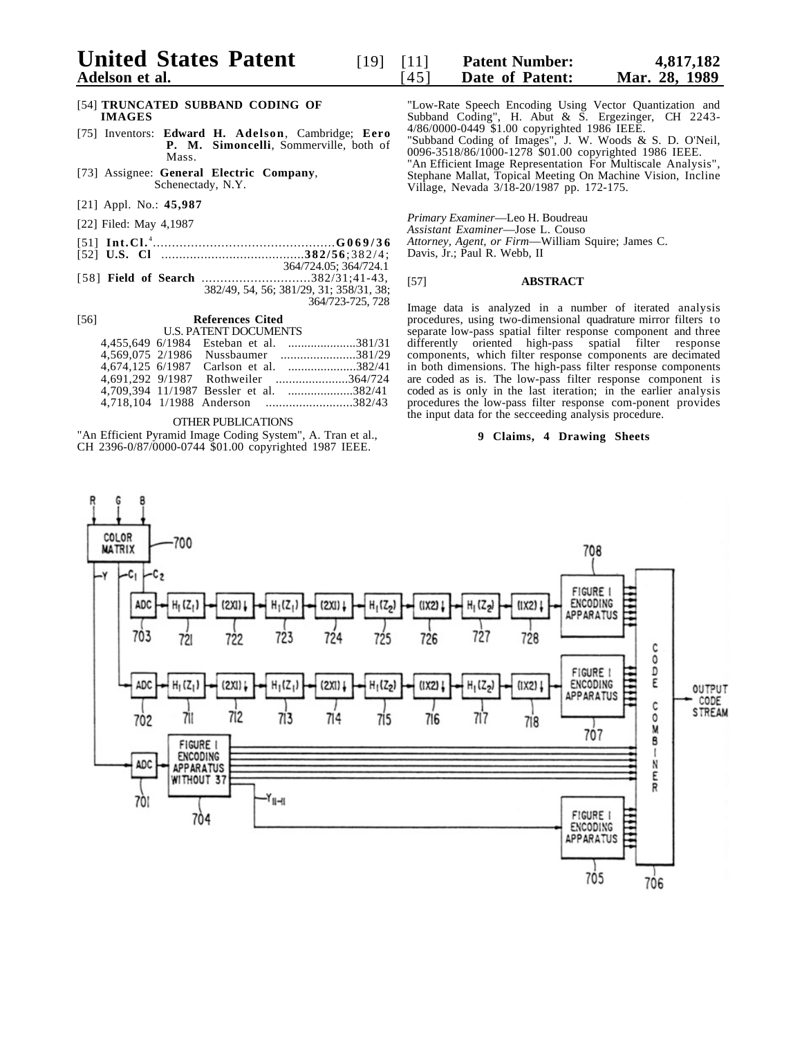# United States Patent [19]

**Adelson et al.**

[11] **Patent Number: 4,817,182**

[45] **Date of Patent: Mar. 28, 1989**

[54] **TRUNCATED SUBBAND CODING OF IMAGES**

[75] Inventors: **Edward H. Adelson**, Cambridge; **Eero P. M. Simoncelli**, Sommerville, both of Mass.

[73] Assignee: **General Electric Company**, Schenectady, N.Y.

[21] Appl. No.: **45,987**

[22] Filed: May 4,1987

[51] **Int.Cl.**[4] .......................................... **G06 9/36**

[52] **U.S. Cl** .......................................... **382/56**; 382/4; 364/724.05; 364/724.1

[58] **Field of Search** .......................... 382/31;41-43, 382/49, 54, 56; 381/29, 31; 358/31, 38; 364/723-725, 728

[56] **References Cited**

U.S. PATENT DOCUMENTS

4,455,649 6/1984 Esteban et al. ....................381/31
4,569,075 2/1986 Nussbaumer ......................381/29
4,674,125 6/1987 Carlson et al. ....................382/41
4,691,292 9/1987 Rothweiler ......................364/724
4,709,394 11/1987 Bessler et al. ....................382/41
4,718,104 1/1988 Anderson ..........................382/43

OTHER PUBLICATIONS

"An Efficient Pyramid Image Coding System", A. Tran et al., CH 2396-0/87/0000-0744 $01.00 copyrighted 1987 IEEE.

"Low-Rate Speech Encoding Using Vector Quantization and Subband Coding", H. Abut & S. Ergezinger, CH 2243-4/86/0000-0449 $1.00 copyrighted 1986 IEEE.

"Subband Coding of Images", J. W. Woods & S. D. O'Neil, 0096-3518/86/1000-1278 $01.00 copyrighted 1986 IEEE.

"An Efficient Image Representation For Multiscale Analysis", Stephane Mallat, Topical Meeting On Machine Vision, Incline Village, Nevada 3/18-20/1987 pp. 172-175.

*Primary Examiner*—Leo H. Boudreau
*Assistant Examiner*—Jose L. Couso
*Attorney, Agent, or Firm*—William Squire; James C. Davis, Jr.; Paul R. Webb, II

[57] **ABSTRACT**

Image data is analyzed in a number of iterated analysis procedures, using two-dimensional quadrature mirror filters to separate low-pass spatial filter response component and three differently oriented high-pass spatial filter response components, which filter response components are decimated in both dimensions. The high-pass filter response components are coded as is. The low-pass filter response component is coded as is only in the last iteration; in the earlier analysis procedures the low-pass filter response com-ponent provides the input data for the secceeding analysis procedure.

**9 Claims, 4 Drawing Sheets**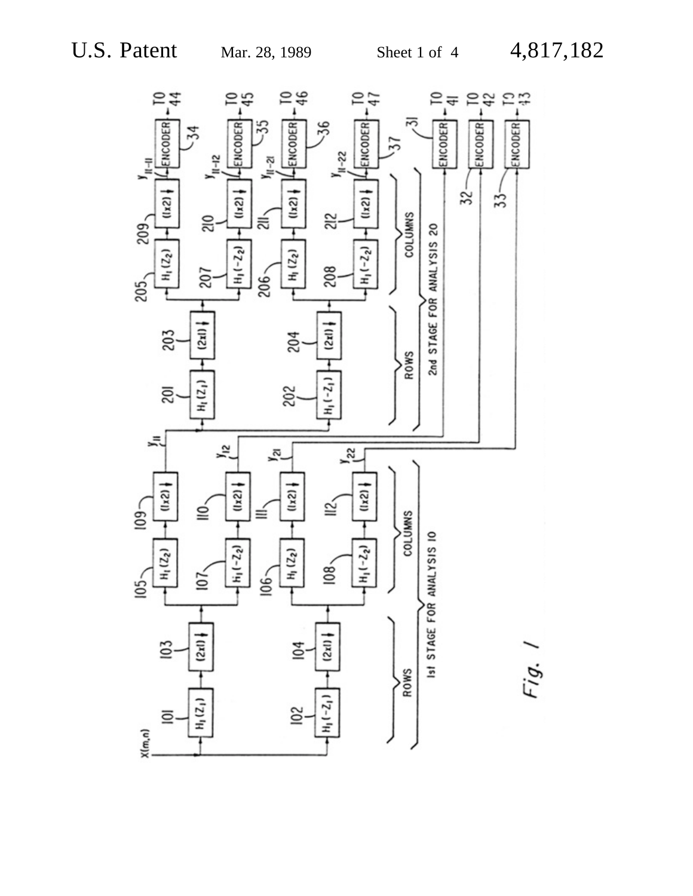Fig. 1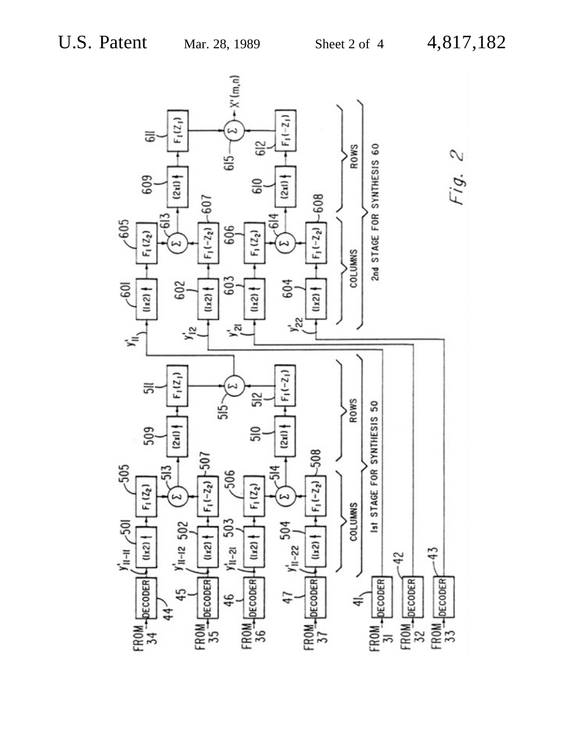Fig. 2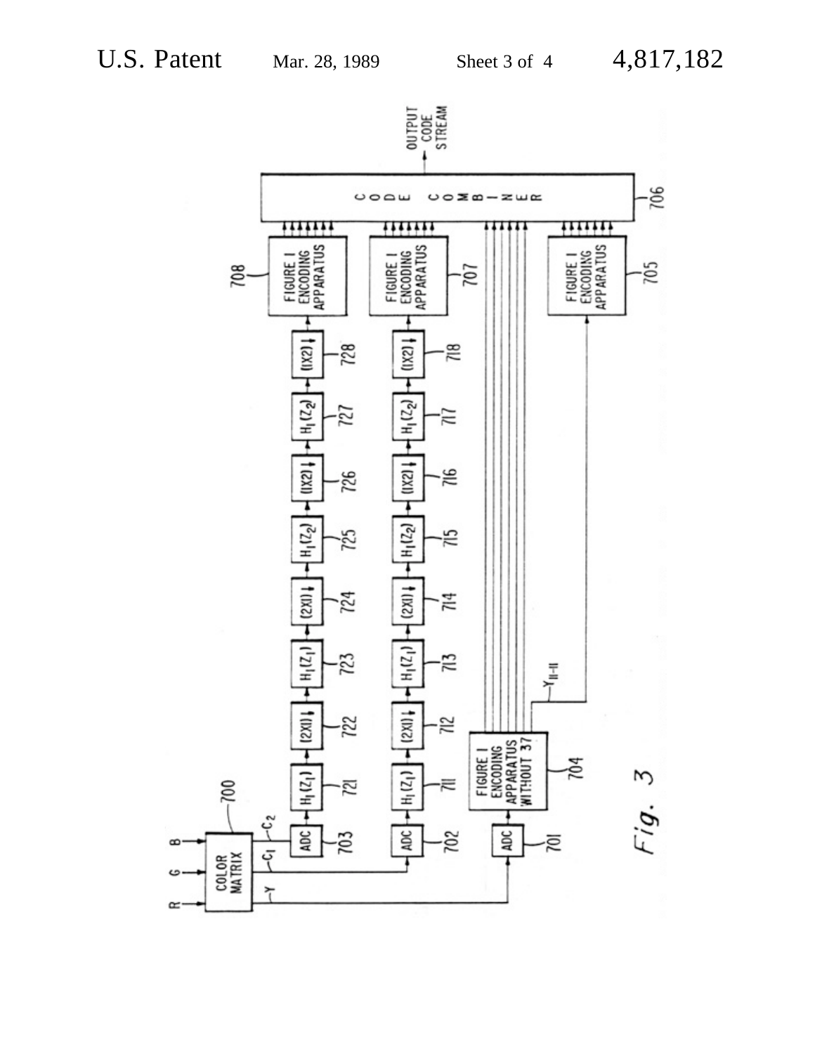OUTPUT CODE STREAM

CODE COMBINER 706

FIGURE I ENCODING APPARATUS 708

FIGURE I ENCODING APPARATUS 707

FIGURE I ENCODING APPARATUS 705

(1X2)↓ 728

$H_1(Z_2)$ 727

(1X2)↓ 726

$H_1(Z_2)$ 725

(2X1)↓ 724

$H_1(Z_1)$ 723

(2X1)↓ 722

$H_1(Z_1)$ 721

ADC 703

(1X2)↓ 718

$H_1(Z_2)$ 717

(1X2)↓ 716

$H_1(Z_2)$ 715

(2X1)↓ 714

$H_1(Z_1)$ 713

(2X1)↓ 712

$H_1(Z_1)$ 711

ADC 702

$Y_{II-II}$

FIGURE I ENCODING APPARATUS WITHOUT 37 704

ADC 701

COLOR MATRIX 700

R G B

$C_2$ $C_1$ Y

Fig. 3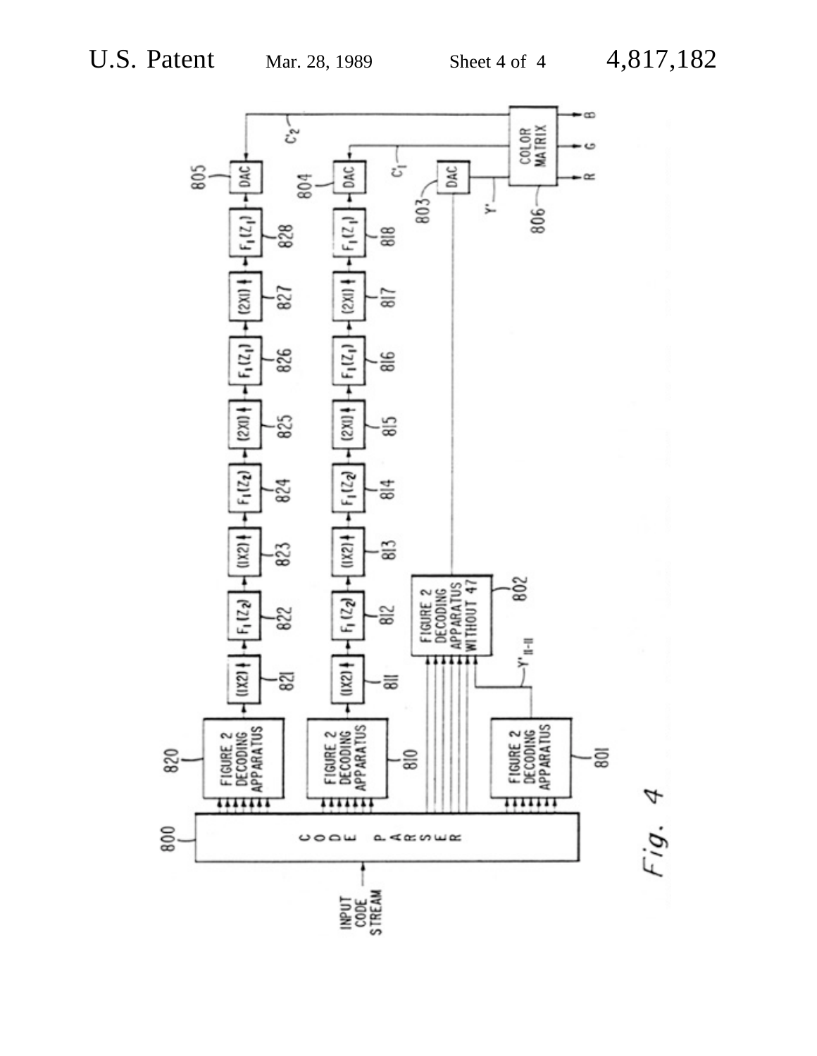Fig. 4

INPUT CODE STREAM

800 CODE PARSER

820 FIGURE 2 DECODING APPARATUS

810 FIGURE 2 DECODING APPARATUS

801 FIGURE 2 DECODING APPARATUS

802 FIGURE 2 DECODING APPARATUS WITHOUT 47

$Y'_{II-II}$

821 (1X2)↑ — 822 $F_1(Z_2)$ — 823 (1X2)↑ — 824 $F_1(Z_2)$ — 825 (2X1)↑ — 826 $F_1(Z_1)$ — 827 (2X1)↑ — 828 $F_1(Z_1)$ — 805 DAC

811 (1X2)↑ — 812 $F_1(Z_2)$ — 813 (1X2)↑ — 814 $F_1(Z_2)$ — 815 (2X1)↑ — 816 $F_1(Z_1)$ — 817 (2X1)↑ — 818 $F_1(Z_1)$ — 804 DAC

803 DAC

$C'_2$, $C'_1$, $Y'$

806 COLOR MATRIX → R, G, B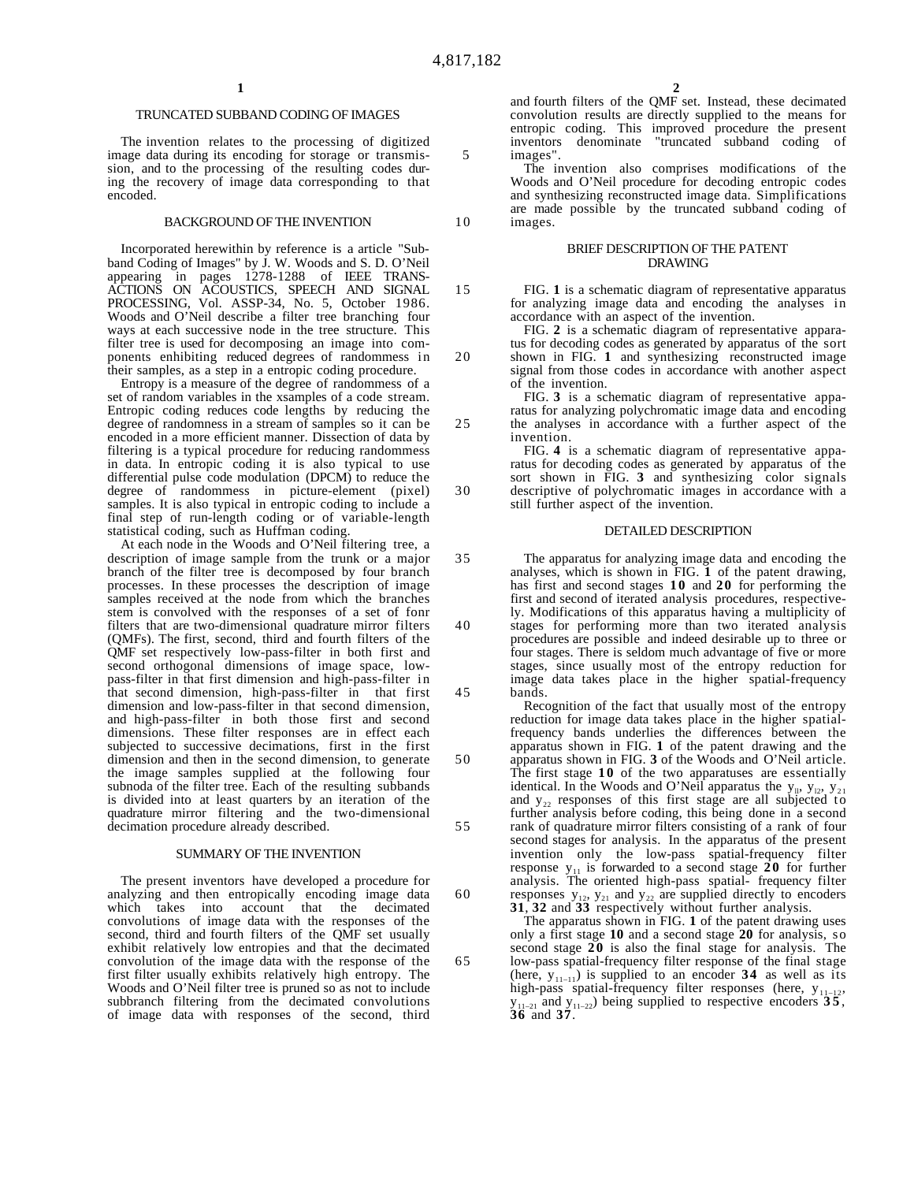# TRUNCATED SUBBAND CODING OF IMAGES

The invention relates to the processing of digitized image data during its encoding for storage or transmission, and to the processing of the resulting codes during the recovery of image data corresponding to that encoded.

## BACKGROUND OF THE INVENTION

Incorporated herewithin by reference is a article "Subband Coding of Images" by J. W. Woods and S. D. O'Neil appearing in pages 1278-1288 of IEEE TRANSACTIONS ON ACOUSTICS, SPEECH AND SIGNAL PROCESSING, Vol. ASSP-34, No. 5, October 1986. Woods and O'Neil describe a filter tree branching four ways at each successive node in the tree structure. This filter tree is used for decomposing an image into components enhibiting reduced degrees of randomness in their samples, as a step in a entropic coding procedure.

Entropy is a measure of the degree of randommess of a set of random variables in the xsamples of a code stream. Entropic coding reduces code lengths by reducing the degree of randomness in a stream of samples so it can be encoded in a more efficient manner. Dissection of data by filtering is a typical procedure for reducing randommess in data. In entropic coding it is also typical to use differential pulse code modulation (DPCM) to reduce the degree of randommess in picture-element (pixel) samples. It is also typical in entropic coding to include a final step of run-length coding or of variable-length statistical coding, such as Huffman coding.

At each node in the Woods and O'Neil filtering tree, a description of image sample from the trunk or a major branch of the filter tree is decomposed by four branch processes. In these processes the description of image samples received at the node from which the branches stem is convolved with the responses of a set of fonr filters that are two-dimensional quadrature mirror filters (QMFs). The first, second, third and fourth filters of the QMF set respectively low-pass-filter in both first and second orthogonal dimensions of image space, low-pass-filter in that first dimension and high-pass-filter in that second dimension, high-pass-filter in that first dimension and low-pass-filter in that second dimension, and high-pass-filter in both those first and second dimensions. These filter responses are in effect each subjected to successive decimations, first in the first dimension and then in the second dimension, to generate the image samples supplied at the following four subnoda of the filter tree. Each of the resulting subbands is divided into at least quarters by an iteration of the quadrature mirror filtering and the two-dimensional decimation procedure already described.

## SUMMARY OF THE INVENTION

The present inventors have developed a procedure for analyzing and then entropically encoding image data which takes into account that the decimated convolutions of image data with the responses of the second, third and fourth filters of the QMF set usually exhibit relatively low entropies and that the decimated convolution of the image data with the response of the first filter usually exhibits relatively high entropy. The Woods and O'Neil filter tree is pruned so as not to include subbranch filtering from the decimated convolutions of image data with responses of the second, third and fourth filters of the QMF set. Instead, these decimated convolution results are directly supplied to the means for entropic coding. This improved procedure the present inventors denominate "truncated subband coding of images".

The invention also comprises modifications of the Woods and O'Neil procedure for decoding entropic codes and synthesizing reconstructed image data. Simplifications are made possible by the truncated subband coding of images.

## BRIEF DESCRIPTION OF THE PATENT DRAWING

FIG. **1** is a schematic diagram of representative apparatus for analyzing image data and encoding the analyses in accordance with an aspect of the invention.

FIG. **2** is a schematic diagram of representative apparatus for decoding codes as generated by apparatus of the sort shown in FIG. **1** and synthesizing reconstructed image signal from those codes in accordance with another aspect of the invention.

FIG. **3** is a schematic diagram of representative apparatus for analyzing polychromatic image data and encoding the analyses in accordance with a further aspect of the invention.

FIG. **4** is a schematic diagram of representative apparatus for decoding codes as generated by apparatus of the sort shown in FIG. **3** and synthesizing color signals descriptive of polychromatic images in accordance with a still further aspect of the invention.

## DETAILED DESCRIPTION

The apparatus for analyzing image data and encoding the analyses, which is shown in FIG. **1** of the patent drawing, has first and second stages **10** and **20** for performing the first and second of iterated analysis procedures, respectively. Modifications of this apparatus having a multiplicity of stages for performing more than two iterated analysis procedures are possible and indeed desirable up to three or four stages. There is seldom much advantage of five or more stages, since usually most of the entropy reduction for image data takes place in the higher spatial-frequency bands.

Recognition of the fact that usually most of the entropy reduction for image data takes place in the higher spatial-frequency bands underlies the differences between the apparatus shown in FIG. **1** of the patent drawing and the apparatus shown in FIG. **3** of the Woods and O'Neil article. The first stage **10** of the two apparatuses are essentially identical. In the Woods and O'Neil apparatus the $y_{11}$, $y_{12}$, $y_{21}$ and $y_{22}$ responses of this first stage are all subjected to further analysis before coding, this being done in a second rank of quadrature mirror filters consisting of a rank of four second stages for analysis. In the apparatus of the present invention only the low-pass spatial-frequency filter response $y_{11}$ is forwarded to a second stage **20** for further analysis. The oriented high-pass spatial- frequency filter responses $y_{12}$, $y_{21}$ and $y_{22}$ are supplied directly to encoders **31**, **32** and **33** respectively without further analysis.

The apparatus shown in FIG. **1** of the patent drawing uses only a first stage **10** and a second stage **20** for analysis, so second stage **20** is also the final stage for analysis. The low-pass spatial-frequency filter response of the final stage (here, $y_{11-11}$) is supplied to an encoder **34** as well as its high-pass spatial-frequency filter responses (here, $y_{11-12}$, $y_{11-21}$ and $y_{11-22}$) being supplied to respective encoders **35**, **36** and **37**.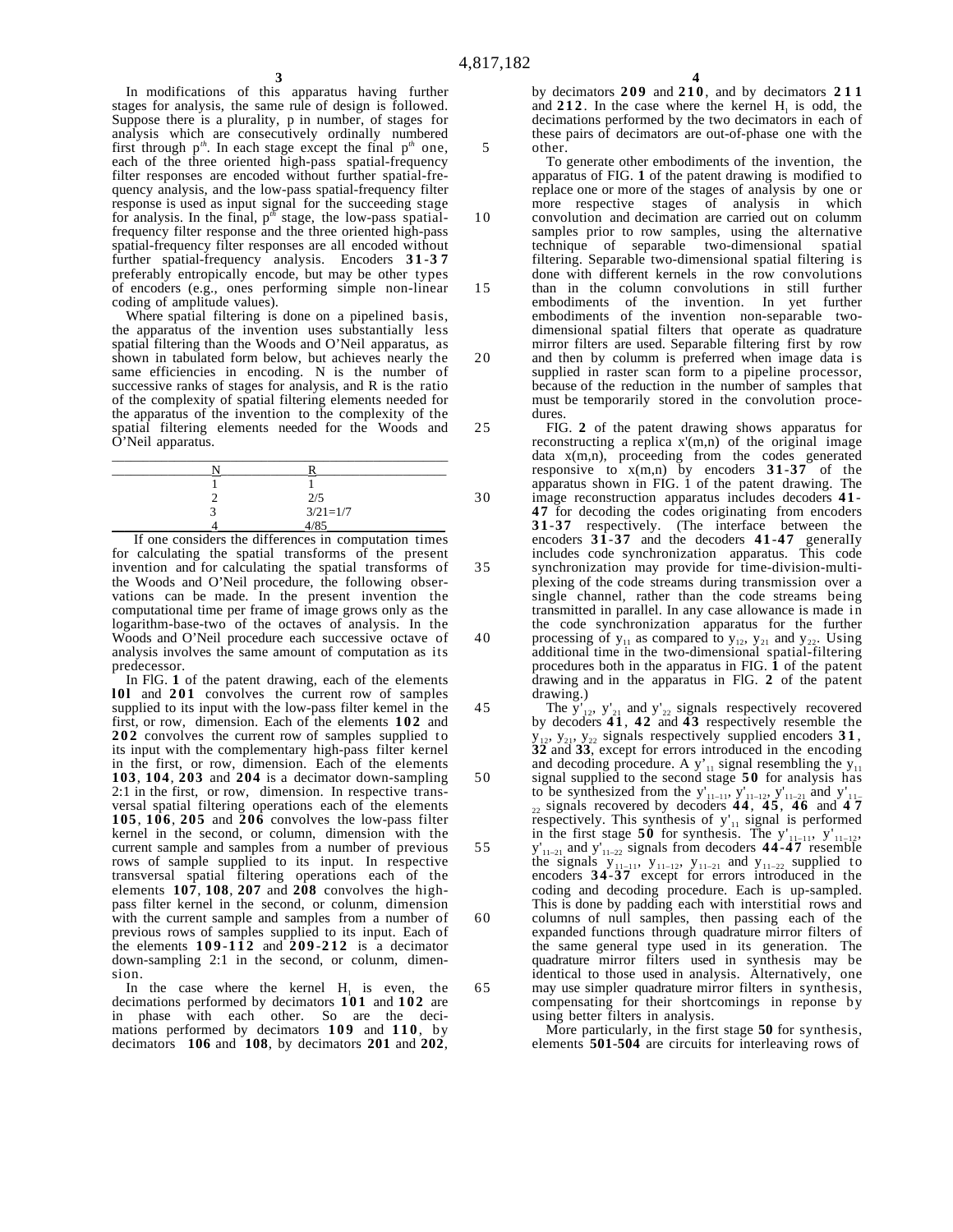In modifications of this apparatus having further stages for analysis, the same rule of design is followed. Suppose there is a plurality, p in number, of stages for analysis which are consecutively ordinally numbered first through $p^{th}$. In each stage except the final $p^{th}$ one, each of the three oriented high-pass spatial-frequency filter responses are encoded without further spatial-frequency analysis, and the low-pass spatial-frequency filter response is used as input signal for the succeeding stage for analysis. In the final, $p^{th}$ stage, the low-pass spatial-frequency filter response and the three oriented high-pass spatial-frequency filter responses are all encoded without further spatial-frequency analysis. Encoders **31-37** preferably entropically encode, but may be other types of encoders (e.g., ones performing simple non-linear coding of amplitude values).

Where spatial filtering is done on a pipelined basis, the apparatus of the invention uses substantially less spatial filtering than the Woods and O'Neil apparatus, as shown in tabulated form below, but achieves nearly the same efficiencies in encoding. N is the number of successive ranks of stages for analysis, and R is the ratio of the complexity of spatial filtering elements needed for the apparatus of the invention to the complexity of the spatial filtering elements needed for the Woods and O'Neil apparatus.

| N | R |
|---|---|
| 1 | 1 |
| 2 | 2/5 |
| 3 | 3/21=1/7 |
| 4 | 4/85 |

If one considers the differences in computation times for calculating the spatial transforms of the present invention and for calculating the spatial transforms of the Woods and O'Neil procedure, the following observations can be made. In the present invention the computational time per frame of image grows only as the logarithm-base-two of the octaves of analysis. In the Woods and O'Neil procedure each successive octave of analysis involves the same amount of computation as its predecessor.

In FIG. **1** of the patent drawing, each of the elements **101** and **201** convolves the current row of samples supplied to its input with the low-pass filter kernel in the first, or row, dimension. Each of the elements **102** and **202** convolves the current row of samples supplied to its input with the complementary high-pass filter kernel in the first, or row, dimension. Each of the elements **103**, **104**, **203** and **204** is a decimator down-sampling 2:1 in the first, or row, dimension. In respective transversal spatial filtering operations each of the elements **105**, **106**, **205** and **206** convolves the low-pass filter kernel in the second, or column, dimension with the current sample and samples from a number of previous rows of sample supplied to its input. In respective transversal spatial filtering operations each of the elements **107**, **108**, **207** and **208** convolves the high-pass filter kernel in the second, or colunm, dimension with the current sample and samples from a number of previous rows of samples supplied to its input. Each of the elements **109-112** and **209-212** is a decimator down-sampling 2:1 in the second, or colunm, dimension.

In the case where the kernel $H_1$ is even, the decimations performed by decimators **101** and **102** are in phase with each other. So are the decimations performed by decimators **109** and **110**, by decimators **106** and **108**, by decimators **201** and **202**, by decimators **209** and **210**, and by decimators **211** and **212**. In the case where the kernel $H_1$ is odd, the decimations performed by the two decimators in each of these pairs of decimators are out-of-phase one with the other.

To generate other embodiments of the invention, the apparatus of FIG. **1** of the patent drawing is modified to replace one or more of the stages of analysis by one or more respective stages of analysis in which convolution and decimation are carried out on columm samples prior to row samples, using the alternative technique of separable two-dimensional spatial filtering. Separable two-dimensional spatial filtering is done with different kernels in the row convolutions than in the column convolutions in still further embodiments of the invention. In yet further embodiments of the invention non-separable two-dimensional spatial filters that operate as quadrature mirror filters are used. Separable filtering first by row and then by columm is preferred when image data is supplied in raster scan form to a pipeline processor, because of the reduction in the number of samples that must be temporarily stored in the convolution procedures.

FIG. **2** of the patent drawing shows apparatus for reconstructing a replica x'(m,n) of the original image data x(m,n), proceeding from the codes generated responsive to x(m,n) by encoders **31-37** of the apparatus shown in FIG. 1 of the patent drawing. The image reconstruction apparatus includes decoders **41-47** for decoding the codes originating from encoders **31-37** respectively. (The interface between the encoders **31-37** and the decoders **41-47** generally includes code synchronization apparatus. This code synchronization may provide for time-division-multiplexing of the code streams during transmission over a single channel, rather than the code streams being transmitted in parallel. In any case allowance is made in the code synchronization apparatus for the further processing of $y_{11}$ as compared to $y_{12}$, $y_{21}$ and $y_{22}$. Using additional time in the two-dimensional spatial-filtering procedures both in the apparatus in FIG. **1** of the patent drawing and in the apparatus in FIG. **2** of the patent drawing.)

The $y'_{12}$, $y'_{21}$ and $y'_{22}$ signals respectively recovered by decoders **41**, **42** and **43** respectively resemble the $y_{12}$, $y_{21}$, $y_{22}$ signals respectively supplied encoders **31**, **32** and **33**, except for errors introduced in the encoding and decoding procedure. A $y'_{11}$ signal resembling the $y_{11}$ signal supplied to the second stage **50** for analysis has to be synthesized from the $y'_{11-11}$, $y'_{11-12}$, $y'_{11-21}$ and $y'_{11-22}$ signals recovered by decoders **44**, **45**, **46** and **47** respectively. This synthesis of $y'_{11}$ signal is performed in the first stage **50** for synthesis. The $y'_{11-11}$, $y'_{11-12}$, $y'_{11-21}$ and $y'_{11-22}$ signals from decoders **44-47** resemble the signals $y_{11-11}$, $y_{11-12}$, $y_{11-21}$ and $y_{11-22}$ supplied to encoders **34-37** except for errors introduced in the coding and decoding procedure. Each is up-sampled. This is done by padding each with interstitial rows and columns of null samples, then passing each of the expanded functions through quadrature mirror filters of the same general type used in its generation. The quadrature mirror filters used in synthesis may be identical to those used in analysis. Alternatively, one may use simpler quadrature mirror filters in synthesis, compensating for their shortcomings in reponse by using better filters in analysis.

More particularly, in the first stage **50** for synthesis, elements **501-504** are circuits for interleaving rows of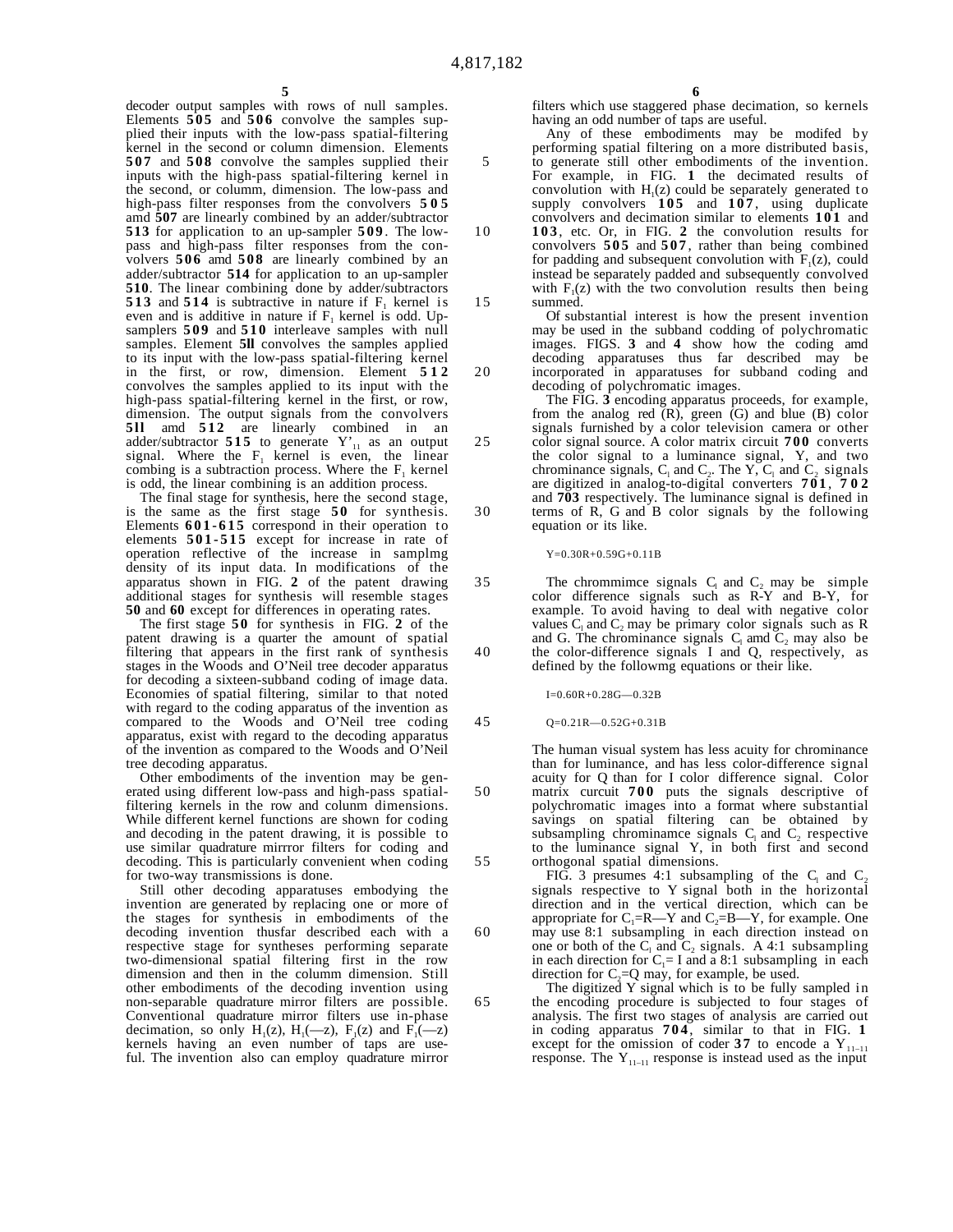decoder output samples with rows of null samples. Elements **505** and **506** convolve the samples supplied their inputs with the low-pass spatial-filtering kernel in the second or column dimension. Elements **507** and **508** convolve the samples supplied their inputs with the high-pass spatial-filtering kernel in the second, or columm, dimension. The low-pass and high-pass filter responses from the convolvers **505** amd **507** are linearly combined by an adder/subtractor **513** for application to an up-sampler **509**. The low-pass and high-pass filter responses from the convolvers **506** amd **508** are linearly combined by an adder/subtractor **514** for application to an up-sampler **510**. The linear combining done by adder/subtractors **513** and **514** is subtractive in nature if $F_1$ kernel is even and is additive in nature if $F_1$ kernel is odd. Up-samplers **509** and **510** interleave samples with null samples. Element **5ll** convolves the samples applied to its input with the low-pass spatial-filtering kernel in the first, or row, dimension. Element **512** convolves the samples applied to its input with the high-pass spatial-filtering kernel in the first, or row, dimension. The output signals from the convolvers **5ll** amd **512** are linearly combined in an adder/subtractor **515** to generate $Y'_{11}$ as an output signal. Where the $F_1$ kernel is even, the linear combing is a subtraction process. Where the $F_1$ kernel is odd, the linear combining is an addition process.

The final stage for synthesis, here the second stage, is the same as the first stage **50** for synthesis. Elements **601-615** correspond in their operation to elements **501-515** except for increase in rate of operation reflective of the increase in samplmg density of its input data. In modifications of the apparatus shown in FIG. **2** of the patent drawing additional stages for synthesis will resemble stages **50** and **60** except for differences in operating rates.

The first stage **50** for synthesis in FIG. **2** of the patent drawing is a quarter the amount of spatial filtering that appears in the first rank of synthesis stages in the Woods and O'Neil tree decoder apparatus for decoding a sixteen-subband coding of image data. Economies of spatial filtering, similar to that noted with regard to the coding apparatus of the invention as compared to the Woods and O'Neil tree coding apparatus, exist with regard to the decoding apparatus of the invention as compared to the Woods and O'Neil tree decoding apparatus.

Other embodiments of the invention may be generated using different low-pass and high-pass spatial-filtering kernels in the row and colunm dimensions. While different kernel functions are shown for coding and decoding in the patent drawing, it is possible to use similar quadrature mirrror filters for coding and decoding. This is particularly convenient when coding for two-way transmissions is done.

Still other decoding apparatuses embodying the invention are generated by replacing one or more of the stages for synthesis in embodiments of the decoding invention thusfar described each with a respective stage for syntheses performing separate two-dimensional spatial filtering first in the row dimension and then in the columm dimension. Still other embodiments of the decoding invention using non-separable quadrature mirror filters are possible. Conventional quadrature mirror filters use in-phase decimation, so only $H_1(z)$, $H_1(-z)$, $F_1(z)$ and $F_1(-z)$ kernels having an even number of taps are useful. The invention also can employ quadrature mirror filters which use staggered phase decimation, so kernels having an odd number of taps are useful.

Any of these embodiments may be modifed by performing spatial filtering on a more distributed basis, to generate still other embodiments of the invention. For example, in FIG. **1** the decimated results of convolution with $H_1(z)$ could be separately generated to supply convolvers **105** and **107**, using duplicate convolvers and decimation similar to elements **101** and **103**, etc. Or, in FIG. **2** the convolution results for convolvers **505** and **507**, rather than being combined for padding and subsequent convolution with $F_1(z)$, could instead be separately padded and subsequently convolved with $F_1(z)$ with the two convolution results then being summed.

Of substantial interest is how the present invention may be used in the subband codding of polychromatic images. FIGS. **3** and **4** show how the coding amd decoding apparatuses thus far described may be incorporated in apparatuses for subband coding and decoding of polychromatic images.

The FIG. **3** encoding apparatus proceeds, for example, from the analog red (R), green (G) and blue (B) color signals furnished by a color television camera or other color signal source. A color matrix circuit **700** converts the color signal to a luminance signal, Y, and two chrominance signals, $C_1$ and $C_2$. The Y, $C_1$ and $C_2$ signals are digitized in analog-to-digital converters **701**, **702** and **703** respectively. The luminance signal is defined in terms of R, G and B color signals by the following equation or its like.

$$Y=0.30R+0.59G+0.11B$$

The chrommimce signals $C_1$ and $C_2$ may be simple color difference signals such as R-Y and B-Y, for example. To avoid having to deal with negative color values $C_1$ and $C_2$ may be primary color signals such as R and G. The chrominance signals $C_1$ amd $C_2$ may also be the color-difference signals I and Q, respectively, as defined by the followmg equations or their like.

$$I=0.60R+0.28G-0.32B$$

$$Q=0.21R-0.52G+0.31B$$

The human visual system has less acuity for chrominance than for luminance, and has less color-difference signal acuity for Q than for I color difference signal. Color matrix curcuit **700** puts the signals descriptive of polychromatic images into a format where substantial savings on spatial filtering can be obtained by subsampling chrominamce signals $C_1$ and $C_2$ respective to the luminance signal Y, in both first and second orthogonal spatial dimensions.

FIG. 3 presumes 4:1 subsampling of the $C_1$ and $C_2$ signals respective to Y signal both in the horizontal direction and in the vertical direction, which can be appropriate for $C_1=R-Y$ and $C_2=B-Y$, for example. One may use 8:1 subsampling in each direction instead on one or both of the $C_1$ and $C_2$ signals. A 4:1 subsampling in each direction for $C_1=$ I and a 8:1 subsampling in each direction for $C_2=Q$ may, for example, be used.

The digitized Y signal which is to be fully sampled in the encoding procedure is subjected to four stages of analysis. The first two stages of analysis are carried out in coding apparatus **704**, similar to that in FIG. **1** except for the omission of coder **37** to encode a $Y_{11-11}$ response. The $Y_{11-11}$ response is instead used as the input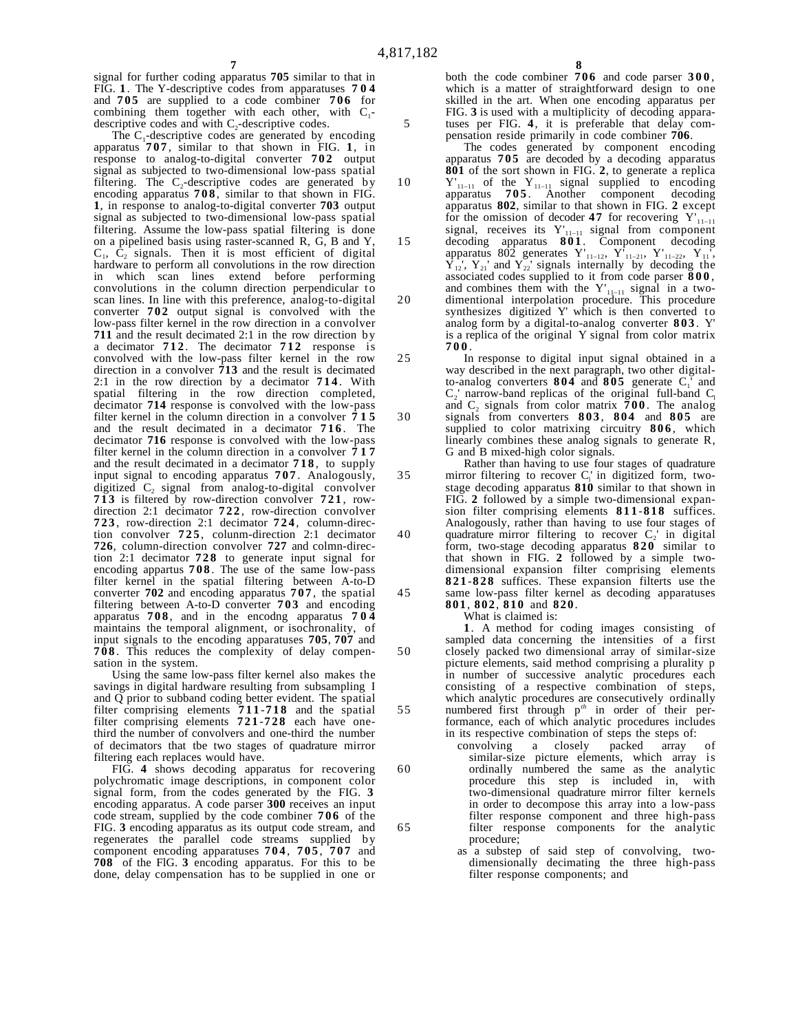signal for further coding apparatus **705** similar to that in FIG. **1**. The Y-descriptive codes from apparatuses **704** and **705** are supplied to a code combiner **706** for combining them together with each other, with $C_1$-descriptive codes and with $C_2$-descriptive codes.

The $C_1$-descriptive codes are generated by encoding apparatus **707**, similar to that shown in FIG. **1**, in response to analog-to-digital converter **702** output signal as subjected to two-dimensional low-pass spatial filtering. The $C_2$-descriptive codes are generated by encoding apparatus **708**, similar to that shown in FIG. **1**, in response to analog-to-digital converter **703** output signal as subjected to two-dimensional low-pass spatial filtering. Assume the low-pass spatial filtering is done on a pipelined basis using raster-scanned R, G, B and Y, $C_1$, $C_2$ signals. Then it is most efficient of digital hardware to perform all convolutions in the row direction in which scan lines extend before performing convolutions in the column direction perpendicular to scan lines. In line with this preference, analog-to-digital converter **702** output signal is convolved with the low-pass filter kernel in the row direction in a convolver **711** and the result decimated 2:1 in the row direction by a decimator **712**. The decimator **712** response is convolved with the low-pass filter kernel in the row direction in a convolver **713** and the result is decimated 2:1 in the row direction by a decimator **714**. With spatial filtering in the row direction completed, decimator **714** response is convolved with the low-pass filter kernel in the column direction in a convolver **715** and the result decimated in a decimator **716**. The decimator **716** response is convolved with the low-pass filter kernel in the column direction in a convolver **717** and the result decimated in a decimator **718**, to supply input signal to encoding apparatus **707**. Analogously, digitized $C_2$ signal from analog-to-digital convolver **713** is filtered by row-direction convolver **721**, row-direction 2:1 decimator **722**, row-direction convolver **723**, row-direction 2:1 decimator **724**, column-direction convolver **725**, colunm-direction 2:1 decimator **726**, column-direction convolver **727** and colmn-direction 2:1 decimator **728** to generate input signal for encoding appartus **708**. The use of the same low-pass filter kernel in the spatial filtering between A-to-D converter **702** and encoding apparatus **707**, the spatial filtering between A-to-D converter **703** and encoding apparatus **708**, and in the encodng apparatus **704** maintains the temporal alignment, or isochronality, of input signals to the encoding apparatuses **705**, **707** and **708**. This reduces the complexity of delay compensation in the system.

Using the same low-pass filter kernel also makes the savings in digital hardware resulting from subsampling I and Q prior to subband coding better evident. The spatial filter comprising elements **711**-**718** and the spatial filter comprising elements **721**-**728** each have one-third the number of convolvers and one-third the number of decimators that tbe two stages of quadrature mirror filtering each replaces would have.

FIG. **4** shows decoding apparatus for recovering polychromatic image descriptions, in component color signal form, from the codes generated by the FIG. **3** encoding apparatus. A code parser **300** receives an input code stream, supplied by the code combiner **706** of the FIG. **3** encoding apparatus as its output code stream, and regenerates the parallel code streams supplied by component encoding apparatuses **704**, **705**, **707** and **708** of the FIG. **3** encoding apparatus. For this to be done, delay compensation has to be supplied in one or both the code combiner **706** and code parser **300**, which is a matter of straightforward design to one skilled in the art. When one encoding apparatus per FIG. **3** is used with a multiplicity of decoding apparatuses per FIG. **4**, it is preferable that delay compensation reside primarily in code combiner **706**.

The codes generated by component encoding apparatus **705** are decoded by a decoding apparatus **801** of the sort shown in FIG. **2**, to generate a replica $Y'_{11-11}$ of the $Y_{11-11}$ signal supplied to encoding apparatus **705**. Another component decoding apparatus **802**, similar to that shown in FIG. **2** except for the omission of decoder **47** for recovering $Y'_{11-11}$ signal, receives its $Y'_{11-11}$ signal from component decoding apparatus **801**. Component decoding apparatus 802 generates $Y'_{11-12}$, $Y'_{11-21}$, $Y'_{11-22}$, $Y_{11}'$, $Y_{12}'$, $Y_{21}'$ and $Y_{22}'$ signals internally by decoding the associated codes supplied to it from code parser **800**, and combines them with the $Y'_{11-11}$ signal in a two-dimentional interpolation procedure. This procedure synthesizes digitized Y' which is then converted to analog form by a digital-to-analog converter **803**. Y' is a replica of the original Y signal from color matrix **700**.

In response to digital input signal obtained in a way described in the next paragraph, two other digital-to-analog converters **804** and **805** generate $C_1'$ and $C_2'$ narrow-band replicas of the original full-band $C_1$ and $C_2$ signals from color matrix **700**. The analog signals from converters **803**, **804** and **805** are supplied to color matrixing circuitry **806**, which linearly combines these analog signals to generate R, G and B mixed-high color signals.

Rather than having to use four stages of quadrature mirror filtering to recover $C_1'$ in digitized form, two-stage decoding apparatus **810** similar to that shown in FIG. **2** followed by a simple two-dimensional expansion filter comprising elements **811**-**818** suffices. Analogously, rather than having to use four stages of quadrature mirror filtering to recover $C_2'$ in digital form, two-stage decoding apparatus **820** similar to that shown in FIG. **2** followed by a simple two-dimensional expansion filter comprising elements **821**-**828** suffices. These expansion filterts use the same low-pass filter kernel as decoding apparatuses **801**, **802**, **810** and **820**.

What is claimed is:

**1**. A method for coding images consisting of sampled data concerning the intensities of a first closely packed two dimensional array of similar-size picture elements, said method comprising a plurality p in number of successive analytic procedures each consisting of a respective combination of steps, which analytic procedures are consecutively ordinally numbered first through $p^{th}$ in order of their performance, each of which analytic procedures includes in its respective combination of steps the steps of:

- convolving a closely packed array of similar-size picture elements, which array is ordinally numbered the same as the analytic procedure this step is included in, with two-dimensional quadrature mirror filter kernels in order to decompose this array into a low-pass filter response component and three high-pass filter response components for the analytic procedure;
- as a substep of said step of convolving, two-dimensionally decimating the three high-pass filter response components; and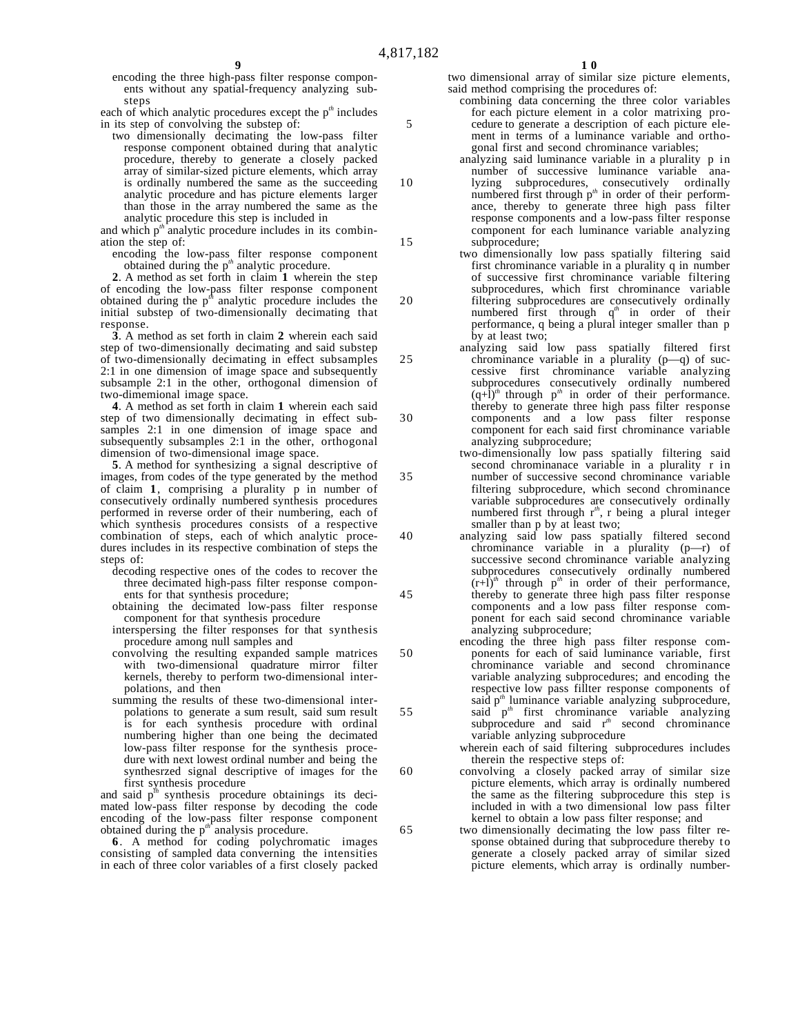encoding the three high-pass filter response components without any spatial-frequency analyzing substeps

each of which analytic procedures except the $p^{th}$ includes in its step of convolving the substep of:

two dimensionally decimating the low-pass filter response component obtained during that analytic procedure, thereby to generate a closely packed array of similar-sized picture elements, which array is ordinally numbered the same as the succeeding analytic procedure and has picture elements larger than those in the array numbered the same as the analytic procedure this step is included in

and which $p^{th}$ analytic procedure includes in its combination the step of:

encoding the low-pass filter response component obtained during the $p^{th}$ analytic procedure.

**2**. A method as set forth in claim **1** wherein the step of encoding the low-pass filter response component obtained during the $p^{th}$ analytic procedure includes the initial substep of two-dimensionally decimating that response.

**3**. A method as set forth in claim **2** wherein each said step of two-dimensionally decimating and said substep of two-dimensionally decimating in effect subsamples 2:1 in one dimension of image space and subsequently subsample 2:1 in the other, orthogonal dimension of two-dimemional image space.

**4**. A method as set forth in claim **1** wherein each said step of two dimensionally decimating in effect subsamples 2:1 in one dimension of image space and subsequently subsamples 2:1 in the other, orthogonal dimension of two-dimensional image space.

**5**. A method for synthesizing a signal descriptive of images, from codes of the type generated by the method of claim **1**, comprising a plurality p in number of consecutively ordinally numbered synthesis procedures performed in reverse order of their numbering, each of which synthesis procedures consists of a respective combination of steps, each of which analytic procedures includes in its respective combination of steps the steps of:

decoding respective ones of the codes to recover the three decimated high-pass filter response components for that synthesis procedure;

obtaining the decimated low-pass filter response component for that synthesis procedure

interspersing the filter responses for that synthesis procedure among null samples and

convolving the resulting expanded sample matrices with two-dimensional quadrature mirror filter kernels, thereby to perform two-dimensional interpolations, and then

summing the results of these two-dimensional interpolations to generate a sum result, said sum result is for each synthesis procedure with ordinal numbering higher than one being the decimated low-pass filter response for the synthesis procedure with next lowest ordinal number and being the synthesrzed signal descriptive of images for the first synthesis procedure

and said $p^{th}$ synthesis procedure obtainings its decimated low-pass filter response by decoding the code encoding of the low-pass filter response component obtained during the $p^{th}$ analysis procedure.

**6**. A method for coding polychromatic images consisting of sampled data converning the intensities in each of three color variables of a first closely packed two dimensional array of similar size picture elements, said method comprising the procedures of:

combining data concerning the three color variables for each picture element in a color matrixing procedure to generate a description of each picture element in terms of a luminance variable and orthogonal first and second chrominance variables;

analyzing said luminance variable in a plurality p in number of successive luminance variable analyzing subprocedures, consecutively ordinally numbered first through $p^{th}$ in order of their performance, thereby to generate three high pass filter response components and a low-pass filter response component for each luminance variable analyzing subprocedure;

two dimensionally low pass spatially filtering said first chrominance variable in a plurality q in number of successive first chrominance variable filtering subprocedures, which first chrominance variable filtering subprocedures are consecutively ordinally numbered first through $q^{th}$ in order of their performance, q being a plural integer smaller than p by at least two;

analyzing said low pass spatially filtered first chrominance variable in a plurality (p—q) of successive first chrominance variable analyzing subprocedures consecutively ordinally numbered $(q+l)^{th}$ through $p^{th}$ in order of their performance. thereby to generate three high pass filter response components and a low pass filter response component for each said first chrominance variable analyzing subprocedure;

two-dimensionally low pass spatially filtering said second chrominanace variable in a plurality r in number of successive second chrominance variable filtering subprocedure, which second chrominance variable subprocedures are consecutively ordinally numbered first through $r^{th}$, r being a plural integer smaller than p by at least two;

analyzing said low pass spatially filtered second chrominance variable in a plurality (p—r) of successive second chrominance variable analyzing subprocedures consecutively ordinally numbered $(r+l)^{th}$ through $p^{th}$ in order of their performance, thereby to generate three high pass filter response components and a low pass filter response component for each said second chrominance variable analyzing subprocedure;

encoding the three high pass filter response components for each of said luminance variable, first chrominance variable and second chrominance variable analyzing subprocedures; and encoding the respective low pass filler response components of said $p^{th}$ luminance variable analyzing subprocedure, said $p^{th}$ first chrominance variable analyzing subprocedure and said $r^{th}$ second chrominance variable anlyzing subprocedure

wherein each of said filtering subprocedures includes therein the respective steps of:

convolving a closely packed array of similar size picture elements, which array is ordinally numbered the same as the filtering subprocedure this step is included in with a two dimensional low pass filter kernel to obtain a low pass filter response; and

two dimensionally decimating the low pass filter response obtained during that subprocedure thereby to generate a closely packed array of similar sized picture elements, which array is ordinally number-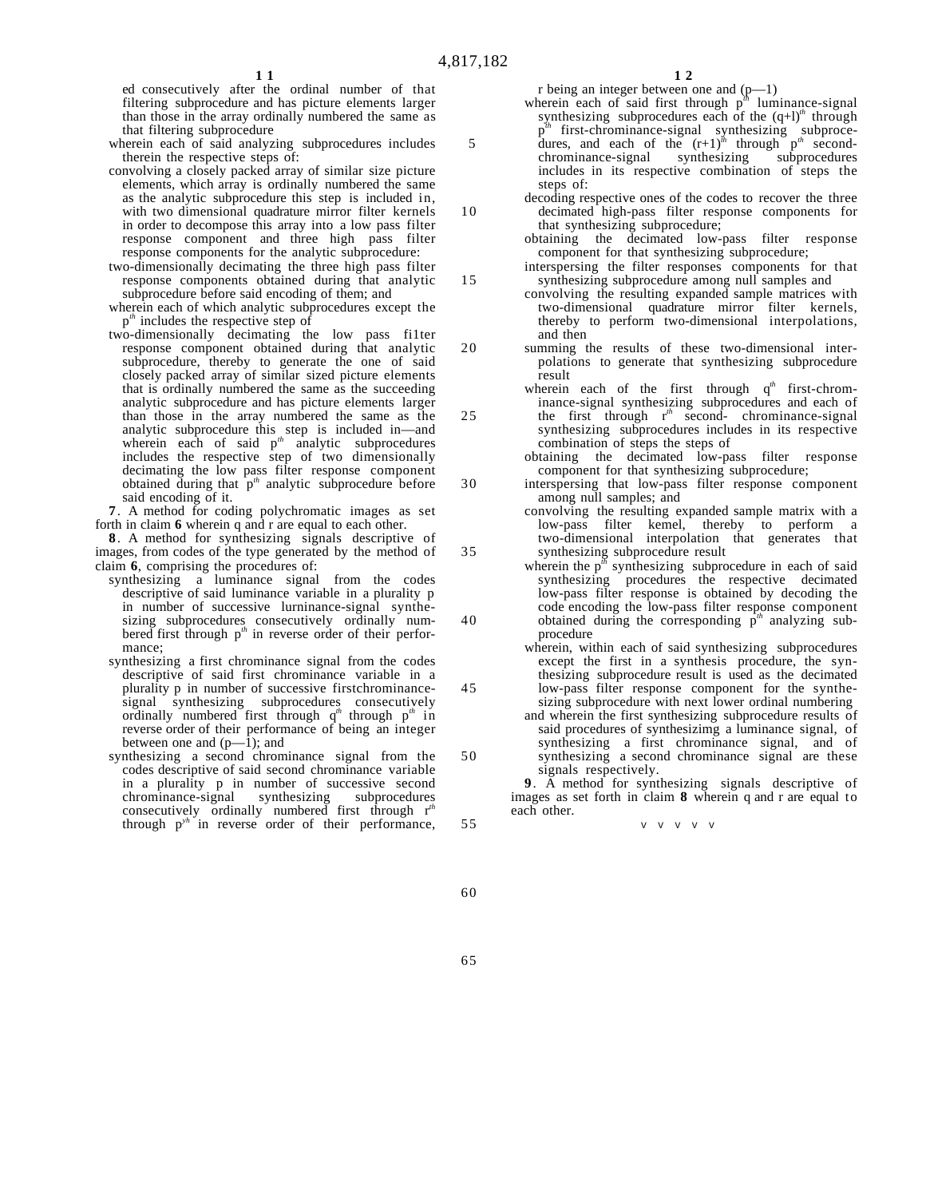ed consecutively after the ordinal number of that filtering subprocedure and has picture elements larger than those in the array ordinally numbered the same as that filtering subprocedure

wherein each of said analyzing subprocedures includes therein the respective steps of:

convolving a closely packed array of similar size picture elements, which array is ordinally numbered the same as the analytic subprocedure this step is included in, with two dimensional quadrature mirror filter kernels in order to decompose this array into a low pass filter response component and three high pass filter response components for the analytic subprocedure:

two-dimensionally decimating the three high pass filter response components obtained during that analytic subprocedure before said encoding of them; and

wherein each of which analytic subprocedures except the $p^{th}$ includes the respective step of

two-dimensionally decimating the low pass fi1ter response component obtained during that analytic subprocedure, thereby to generate the one of said closely packed array of similar sized picture elements that is ordinally numbered the same as the succeeding analytic subprocedure and has picture elements larger than those in the array numbered the same as the analytic subprocedure this step is included in—and wherein each of said $p^{th}$ analytic subprocedures includes the respective step of two dimensionally decimating the low pass filter response component obtained during that $p^{th}$ analytic subprocedure before said encoding of it.

**7**. A method for coding polychromatic images as set forth in claim **6** wherein q and r are equal to each other.

**8**. A method for synthesizing signals descriptive of images, from codes of the type generated by the method of claim **6**, comprising the procedures of:

synthesizing a luminance signal from the codes descriptive of said luminance variable in a plurality p in number of successive lurninance-signal synthesizing subprocedures consecutively ordinally numbered first through $p^{th}$ in reverse order of their performance;

synthesizing a first chrominance signal from the codes descriptive of said first chrominance variable in a plurality p in number of successive firstchrominance-signal synthesizing subprocedures consecutively ordinally numbered first through $q^{th}$ through $p^{th}$ in reverse order of their performance of being an integer between one and (p—1); and

synthesizing a second chrominance signal from the codes descriptive of said second chrominance variable in a plurality p in number of successive second chrominance-signal synthesizing subprocedures consecutively ordinally numbered first through $r^{th}$ through $p^{yh}$ in reverse order of their performance, r being an integer between one and (p—1)

wherein each of said first through $p^{th}$ luminance-signal synthesizing subprocedures each of the $(q+l)^{th}$ through $p^{th}$ first-chrominance-signal synthesizing subprocedures, and each of the $(r+1)^{th}$ through $p^{th}$ second-chrominance-signal synthesizing subprocedures includes in its respective combination of steps the steps of:

decoding respective ones of the codes to recover the three decimated high-pass filter response components for that synthesizing subprocedure;

obtaining the decimated low-pass filter response component for that synthesizing subprocedure;

interspersing the filter responses components for that synthesizing subprocedure among null samples and

convolving the resulting expanded sample matrices with two-dimensional quadrature mirror filter kernels, thereby to perform two-dimensional interpolations, and then

summing the results of these two-dimensional interpolations to generate that synthesizing subprocedure result

wherein each of the first through $q^{th}$ first-chrominance-signal synthesizing subprocedures and each of the first through $r^{th}$ second- chrominance-signal synthesizing subprocedures includes in its respective combination of steps the steps of

obtaining the decimated low-pass filter response component for that synthesizing subprocedure;

interspersing that low-pass filter response component among null samples; and

convolving the resulting expanded sample matrix with a low-pass filter kemel, thereby to perform a two-dimensional interpolation that generates that synthesizing subprocedure result

wherein the $p^{th}$ synthesizing subprocedure in each of said synthesizing procedures the respective decimated low-pass filter response is obtained by decoding the code encoding the low-pass filter response component obtained during the corresponding $p^{th}$ analyzing subprocedure

wherein, within each of said synthesizing subprocedures except the first in a synthesis procedure, the synthesizing subprocedure result is used as the decimated low-pass filter response component for the synthesizing subprocedure with next lower ordinal numbering

and wherein the first synthesizing subprocedure results of said procedures of synthesizimg a luminance signal, of synthesizing a first chrominance signal, and of synthesizing a second chrominance signal are these signals respectively.

**9**. A method for synthesizing signals descriptive of images as set forth in claim **8** wherein q and r are equal to each other.

v v v v v